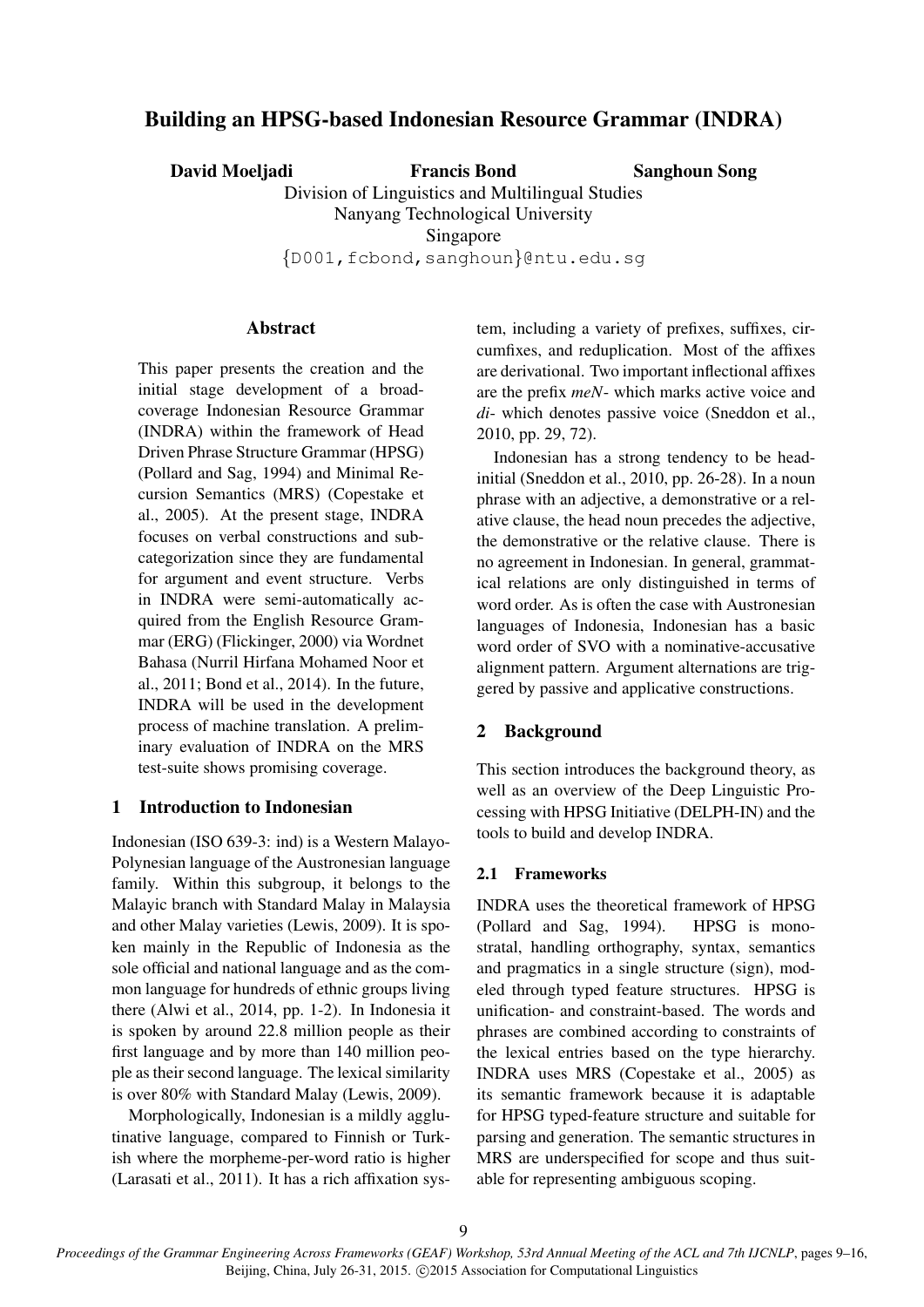# Building an HPSG-based Indonesian Resource Grammar (INDRA)

**David Moeljadi** **Francis Bond** **Sanghoun Song**

Division of Linguistics and Multilingual Studies
Nanyang Technological University
Singapore
{D001,fcbond,sanghoun}@ntu.edu.sg

## Abstract

This paper presents the creation and the initial stage development of a broad-coverage Indonesian Resource Grammar (INDRA) within the framework of Head Driven Phrase Structure Grammar (HPSG) (Pollard and Sag, 1994) and Minimal Recursion Semantics (MRS) (Copestake et al., 2005). At the present stage, INDRA focuses on verbal constructions and subcategorization since they are fundamental for argument and event structure. Verbs in INDRA were semi-automatically acquired from the English Resource Grammar (ERG) (Flickinger, 2000) via Wordnet Bahasa (Nurril Hirfana Mohamed Noor et al., 2011; Bond et al., 2014). In the future, INDRA will be used in the development process of machine translation. A preliminary evaluation of INDRA on the MRS test-suite shows promising coverage.

## 1 Introduction to Indonesian

Indonesian (ISO 639-3: ind) is a Western Malayo-Polynesian language of the Austronesian language family. Within this subgroup, it belongs to the Malayic branch with Standard Malay in Malaysia and other Malay varieties (Lewis, 2009). It is spoken mainly in the Republic of Indonesia as the sole official and national language and as the common language for hundreds of ethnic groups living there (Alwi et al., 2014, pp. 1-2). In Indonesia it is spoken by around 22.8 million people as their first language and by more than 140 million people as their second language. The lexical similarity is over 80% with Standard Malay (Lewis, 2009).

Morphologically, Indonesian is a mildly agglutinative language, compared to Finnish or Turkish where the morpheme-per-word ratio is higher (Larasati et al., 2011). It has a rich affixation system, including a variety of prefixes, suffixes, circumfixes, and reduplication. Most of the affixes are derivational. Two important inflectional affixes are the prefix *meN-* which marks active voice and *di-* which denotes passive voice (Sneddon et al., 2010, pp. 29, 72).

Indonesian has a strong tendency to be head-initial (Sneddon et al., 2010, pp. 26-28). In a noun phrase with an adjective, a demonstrative or a relative clause, the head noun precedes the adjective, the demonstrative or the relative clause. There is no agreement in Indonesian. In general, grammatical relations are only distinguished in terms of word order. As is often the case with Austronesian languages of Indonesia, Indonesian has a basic word order of SVO with a nominative-accusative alignment pattern. Argument alternations are triggered by passive and applicative constructions.

## 2 Background

This section introduces the background theory, as well as an overview of the Deep Linguistic Processing with HPSG Initiative (DELPH-IN) and the tools to build and develop INDRA.

### 2.1 Frameworks

INDRA uses the theoretical framework of HPSG (Pollard and Sag, 1994). HPSG is monostratal, handling orthography, syntax, semantics and pragmatics in a single structure (sign), modeled through typed feature structures. HPSG is unification- and constraint-based. The words and phrases are combined according to constraints of the lexical entries based on the type hierarchy. INDRA uses MRS (Copestake et al., 2005) as its semantic framework because it is adaptable for HPSG typed-feature structure and suitable for parsing and generation. The semantic structures in MRS are underspecified for scope and thus suitable for representing ambiguous scoping.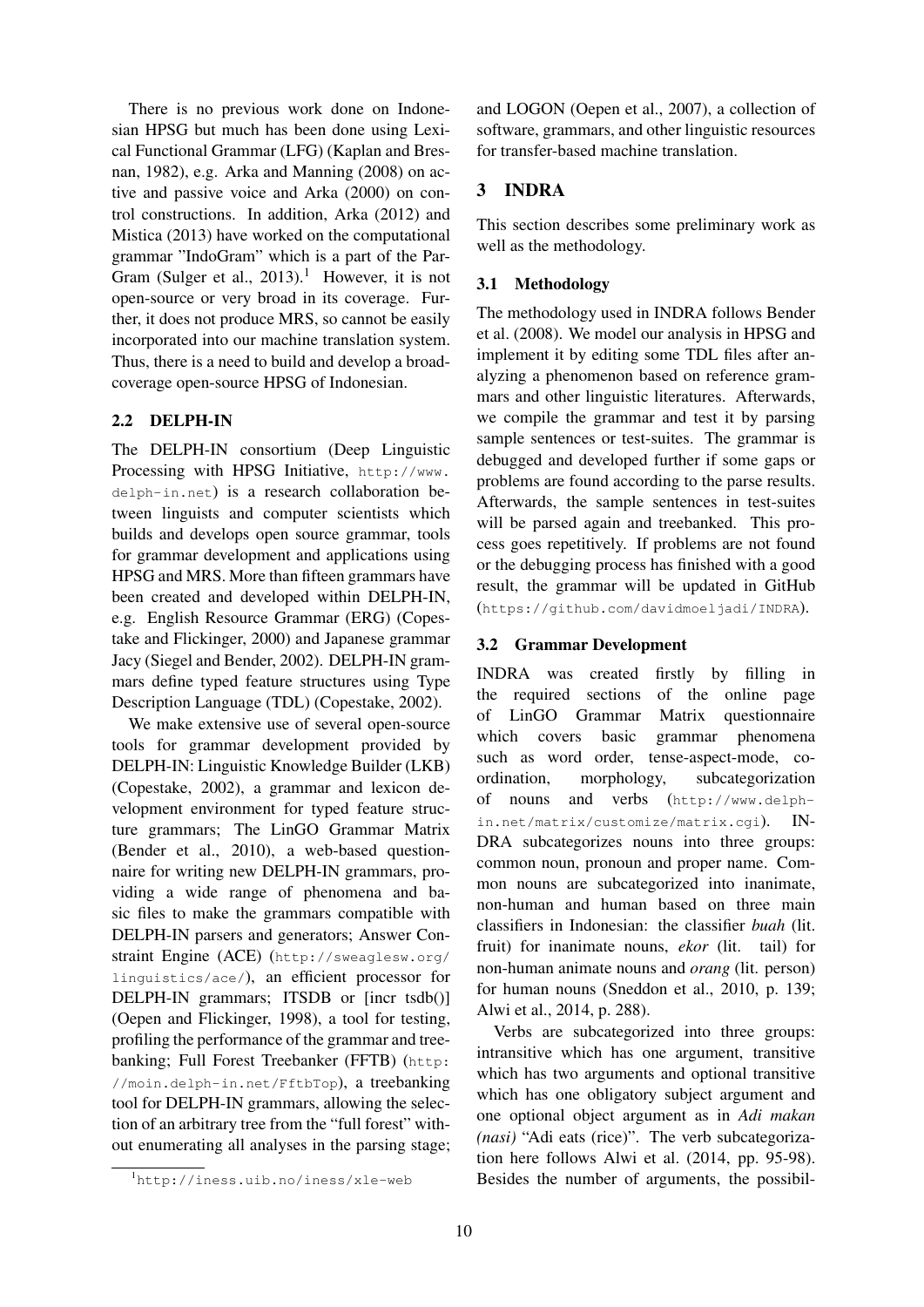There is no previous work done on Indonesian HPSG but much has been done using Lexical Functional Grammar (LFG) (Kaplan and Bresnan, 1982), e.g. Arka and Manning (2008) on active and passive voice and Arka (2000) on control constructions. In addition, Arka (2012) and Mistica (2013) have worked on the computational grammar "IndoGram" which is a part of the ParGram (Sulger et al., 2013).[1] However, it is not open-source or very broad in its coverage. Further, it does not produce MRS, so cannot be easily incorporated into our machine translation system. Thus, there is a need to build and develop a broad-coverage open-source HPSG of Indonesian.

## 2.2 DELPH-IN

The DELPH-IN consortium (Deep Linguistic Processing with HPSG Initiative, http://www.delph-in.net) is a research collaboration between linguists and computer scientists which builds and develops open source grammar, tools for grammar development and applications using HPSG and MRS. More than fifteen grammars have been created and developed within DELPH-IN, e.g. English Resource Grammar (ERG) (Copestake and Flickinger, 2000) and Japanese grammar Jacy (Siegel and Bender, 2002). DELPH-IN grammars define typed feature structures using Type Description Language (TDL) (Copestake, 2002).

We make extensive use of several open-source tools for grammar development provided by DELPH-IN: Linguistic Knowledge Builder (LKB) (Copestake, 2002), a grammar and lexicon development environment for typed feature structure grammars; The LinGO Grammar Matrix (Bender et al., 2010), a web-based questionnaire for writing new DELPH-IN grammars, providing a wide range of phenomena and basic files to make the grammars compatible with DELPH-IN parsers and generators; Answer Constraint Engine (ACE) (http://sweaglesw.org/linguistics/ace/), an efficient processor for DELPH-IN grammars; ITSDB or [incr tsdb()] (Oepen and Flickinger, 1998), a tool for testing, profiling the performance of the grammar and treebanking; Full Forest Treebanker (FFTB) (http://moin.delph-in.net/FftbTop), a treebanking tool for DELPH-IN grammars, allowing the selection of an arbitrary tree from the "full forest" without enumerating all analyses in the parsing stage; and LOGON (Oepen et al., 2007), a collection of software, grammars, and other linguistic resources for transfer-based machine translation.

# 3 INDRA

This section describes some preliminary work as well as the methodology.

## 3.1 Methodology

The methodology used in INDRA follows Bender et al. (2008). We model our analysis in HPSG and implement it by editing some TDL files after analyzing a phenomenon based on reference grammars and other linguistic literatures. Afterwards, we compile the grammar and test it by parsing sample sentences or test-suites. The grammar is debugged and developed further if some gaps or problems are found according to the parse results. Afterwards, the sample sentences in test-suites will be parsed again and treebanked. This process goes repetitively. If problems are not found or the debugging process has finished with a good result, the grammar will be updated in GitHub (https://github.com/davidmoeljadi/INDRA).

## 3.2 Grammar Development

INDRA was created firstly by filling in the required sections of the online page of LinGO Grammar Matrix questionnaire which covers basic grammar phenomena such as word order, tense-aspect-mode, coordination, morphology, subcategorization of nouns and verbs (http://www.delph-in.net/matrix/customize/matrix.cgi). INDRA subcategorizes nouns into three groups: common noun, pronoun and proper name. Common nouns are subcategorized into inanimate, non-human and human based on three main classifiers in Indonesian: the classifier *buah* (lit. fruit) for inanimate nouns, *ekor* (lit. tail) for non-human animate nouns and *orang* (lit. person) for human nouns (Sneddon et al., 2010, p. 139; Alwi et al., 2014, p. 288).

Verbs are subcategorized into three groups: intransitive which has one argument, transitive which has two arguments and optional transitive which has one obligatory subject argument and one optional object argument as in *Adi makan (nasi)* "Adi eats (rice)". The verb subcategorization here follows Alwi et al. (2014, pp. 95-98). Besides the number of arguments, the possibil-

[1] http://iness.uib.no/iness/xle-web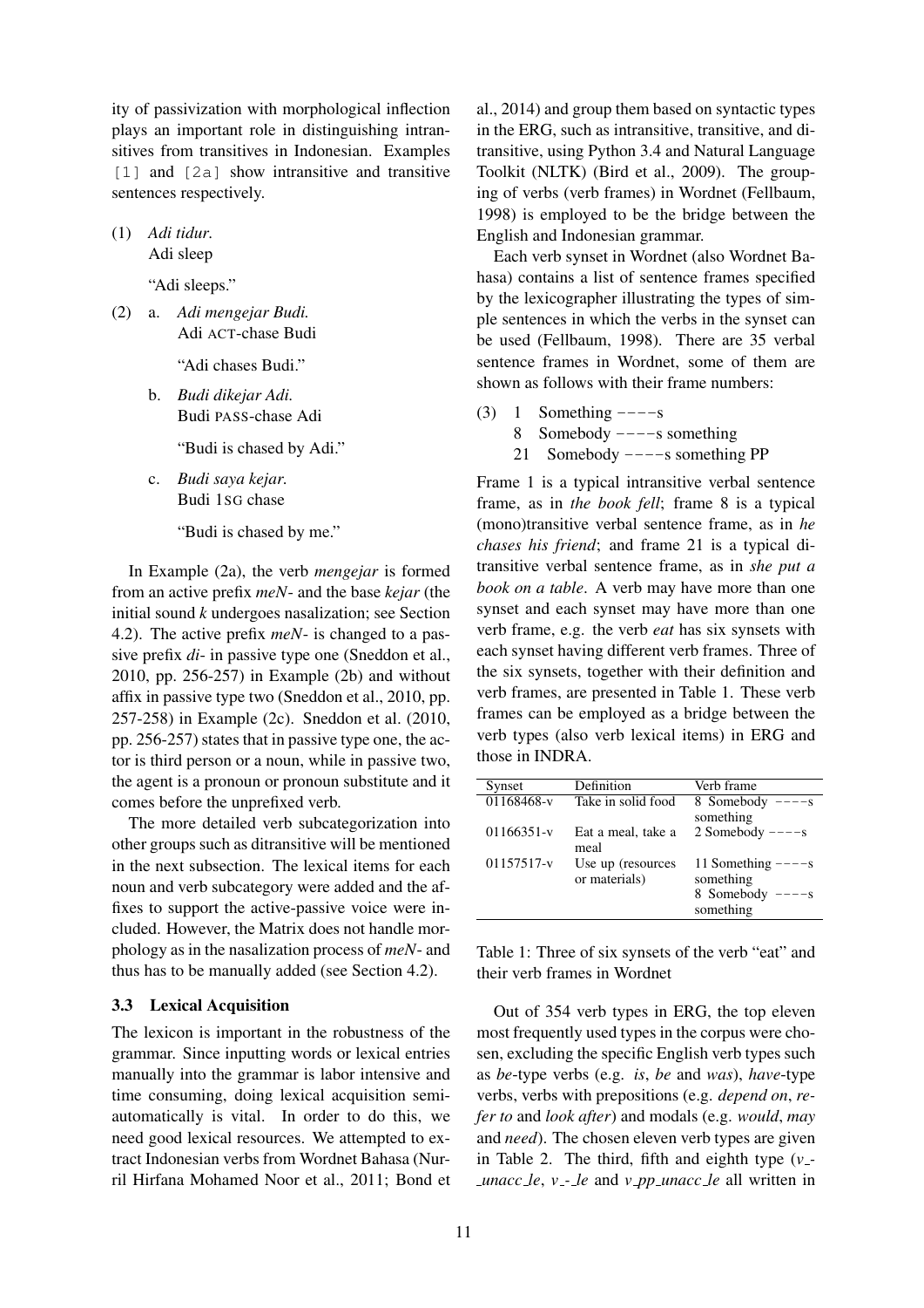ity of passivization with morphological inflection plays an important role in distinguishing intransitives from transitives in Indonesian. Examples [1] and [2a] show intransitive and transitive sentences respectively.

(1) *Adi tidur.*
 Adi sleep

 "Adi sleeps."

(2) a. *Adi mengejar Budi.*
 Adi ACT-chase Budi

 "Adi chases Budi."

 b. *Budi dikejar Adi.*
 Budi PASS-chase Adi

 "Budi is chased by Adi."

 c. *Budi saya kejar.*
 Budi 1SG chase

 "Budi is chased by me."

In Example (2a), the verb *mengejar* is formed from an active prefix *meN-* and the base *kejar* (the initial sound *k* undergoes nasalization; see Section 4.2). The active prefix *meN-* is changed to a passive prefix *di-* in passive type one (Sneddon et al., 2010, pp. 256-257) in Example (2b) and without affix in passive type two (Sneddon et al., 2010, pp. 257-258) in Example (2c). Sneddon et al. (2010, pp. 256-257) states that in passive type one, the actor is third person or a noun, while in passive two, the agent is a pronoun or pronoun substitute and it comes before the unprefixed verb.

The more detailed verb subcategorization into other groups such as ditransitive will be mentioned in the next subsection. The lexical items for each noun and verb subcategory were added and the affixes to support the active-passive voice were included. However, the Matrix does not handle morphology as in the nasalization process of *meN-* and thus has to be manually added (see Section 4.2).

### 3.3 Lexical Acquisition

The lexicon is important in the robustness of the grammar. Since inputting words or lexical entries manually into the grammar is labor intensive and time consuming, doing lexical acquisition semi-automatically is vital. In order to do this, we need good lexical resources. We attempted to extract Indonesian verbs from Wordnet Bahasa (Nurril Hirfana Mohamed Noor et al., 2011; Bond et al., 2014) and group them based on syntactic types in the ERG, such as intransitive, transitive, and ditransitive, using Python 3.4 and Natural Language Toolkit (NLTK) (Bird et al., 2009). The grouping of verbs (verb frames) in Wordnet (Fellbaum, 1998) is employed to be the bridge between the English and Indonesian grammar.

Each verb synset in Wordnet (also Wordnet Bahasa) contains a list of sentence frames specified by the lexicographer illustrating the types of simple sentences in which the verbs in the synset can be used (Fellbaum, 1998). There are 35 verbal sentence frames in Wordnet, some of them are shown as follows with their frame numbers:

(3) 1 Something ----s
 8 Somebody ----s something
 21 Somebody ----s something PP

Frame 1 is a typical intransitive verbal sentence frame, as in *the book fell*; frame 8 is a typical (mono)transitive verbal sentence frame, as in *he chases his friend*; and frame 21 is a typical ditransitive verbal sentence frame, as in *she put a book on a table*. A verb may have more than one synset and each synset may have more than one verb frame, e.g. the verb *eat* has six synsets with each synset having different verb frames. Three of the six synsets, together with their definition and verb frames, are presented in Table 1. These verb frames can be employed as a bridge between the verb types (also verb lexical items) in ERG and those in INDRA.

| Synset | Definition | Verb frame |
|---|---|---|
| 01168468-v | Take in solid food | 8 Somebody ----s something |
| 01166351-v | Eat a meal, take a meal | 2 Somebody ----s |
| 01157517-v | Use up (resources or materials) | 11 Something ----s something<br>8 Somebody ----s something |

Table 1: Three of six synsets of the verb "eat" and their verb frames in Wordnet

Out of 354 verb types in ERG, the top eleven most frequently used types in the corpus were chosen, excluding the specific English verb types such as *be*-type verbs (e.g. *is*, *be* and *was*), *have*-type verbs, verbs with prepositions (e.g. *depend on*, *refer to* and *look after*) and modals (e.g. *would*, *may* and *need*). The chosen eleven verb types are given in Table 2. The third, fifth and eighth type (*v_-_unacc_le*, *v_-_le* and *v_pp_unacc_le* all written in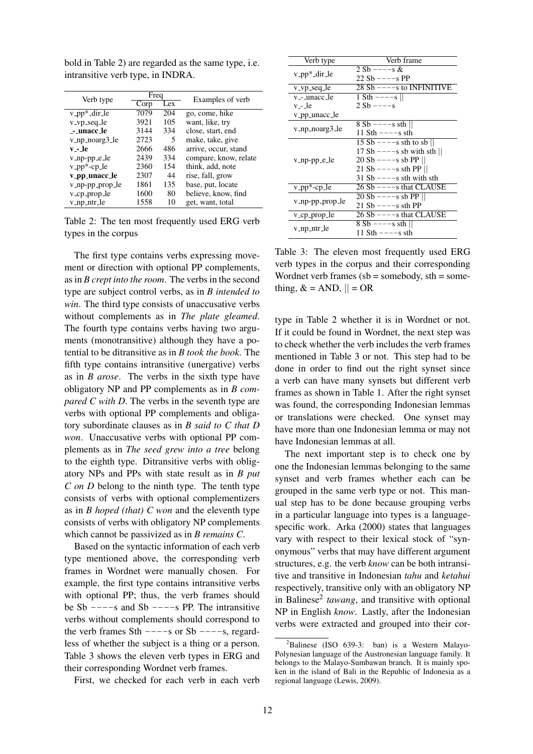bold in Table 2) are regarded as the same type, i.e. intransitive verb type, in INDRA.

| Verb type | Freq | | Examples of verb |
|---|---|---|---|
| | Corp | Lex | |
| v_pp*_dir_le | 7079 | 204 | go, come, hike |
| v_vp_seq_le | 3921 | 105 | want, like, try |
| **_-_unacc_le** | 3144 | 334 | close, start, end |
| v_np_noarg3_le | 2723 | 5 | make, take, give |
| **v_-_le** | 2666 | 486 | arrive, occur, stand |
| v_np-pp_e_le | 2439 | 334 | compare, know, relate |
| v_pp*-cp_le | 2360 | 154 | think, add, note |
| **v_pp_unacc_le** | 2307 | 44 | rise, fall, grow |
| v_np-pp_prop_le | 1861 | 135 | base, put, locate |
| v_cp_prop_le | 1600 | 80 | believe, know, find |
| v_np_ntr_le | 1558 | 10 | get, want, total |

Table 2: The ten most frequently used ERG verb types in the corpus

The first type contains verbs expressing movement or direction with optional PP complements, as in *B crept into the room*. The verbs in the second type are subject control verbs, as in *B intended to win*. The third type consists of unaccusative verbs without complements as in *The plate gleamed*. The fourth type contains verbs having two arguments (monotransitive) although they have a potential to be ditransitive as in *B took the book*. The fifth type contains intransitive (unergative) verbs as in *B arose*. The verbs in the sixth type have obligatory NP and PP complements as in *B compared C with D*. The verbs in the seventh type are verbs with optional PP complements and obligatory subordinate clauses as in *B said to C that D won*. Unaccusative verbs with optional PP complements as in *The seed grew into a tree* belong to the eighth type. Ditransitive verbs with obligatory NPs and PPs with state result as in *B put C on D* belong to the ninth type. The tenth type consists of verbs with optional complementizers as in *B hoped (that) C won* and the eleventh type consists of verbs with obligatory NP complements which cannot be passivized as in *B remains C*.

Based on the syntactic information of each verb type mentioned above, the corresponding verb frames in Wordnet were manually chosen. For example, the first type contains intransitive verbs with optional PP; thus, the verb frames should be Sb −−−−s and Sb −−−−s PP. The intransitive verbs without complements should correspond to the verb frames Sth −−−−s or Sb −−−−s, regardless of whether the subject is a thing or a person. Table 3 shows the eleven verb types in ERG and their corresponding Wordnet verb frames.

First, we checked for each verb in each verb

| Verb type | Verb frame |
|---|---|
| v_pp*_dir_le | 2 Sb −−−−s &<br>22 Sb −−−−s PP |
| v_vp_seq_le | 28 Sb −−−−s to INFINITIVE |
| v_-_unacc_le<br>v_-_le<br>v_pp_unacc_le | 1 Sth −−−−s \|\|<br>2 Sb −−−−s |
| v_np_noarg3_le | 8 Sb −−−−s sth \|\|<br>11 Sth −−−−s sth |
| v_np-pp_e_le | 15 Sb −−−−s sth to sb \|\|<br>17 Sb −−−−s sb with sth \|\|<br>20 Sb −−−−s sb PP \|\|<br>21 Sb −−−−s sth PP \|\|<br>31 Sb −−−−s sth with sth |
| v_pp*-cp_le | 26 Sb −−−−s that CLAUSE |
| v_np-pp_prop_le | 20 Sb −−−−s sb PP \|\|<br>21 Sb −−−−s sth PP |
| v_cp_prop_le | 26 Sb −−−−s that CLAUSE |
| v_np_ntr_le | 8 Sb −−−−s sth \|\|<br>11 Sth −−−−s sth |

Table 3: The eleven most frequently used ERG verb types in the corpus and their corresponding Wordnet verb frames (sb = somebody, sth = something, & = AND, || = OR

type in Table 2 whether it is in Wordnet or not. If it could be found in Wordnet, the next step was to check whether the verb includes the verb frames mentioned in Table 3 or not. This step had to be done in order to find out the right synset since a verb can have many synsets but different verb frames as shown in Table 1. After the right synset was found, the corresponding Indonesian lemmas or translations were checked. One synset may have more than one Indonesian lemma or may not have Indonesian lemmas at all.

The next important step is to check one by one the Indonesian lemmas belonging to the same synset and verb frames whether each can be grouped in the same verb type or not. This manual step has to be done because grouping verbs in a particular language into types is a language-specific work. Arka (2000) states that languages vary with respect to their lexical stock of "synonymous" verbs that may have different argument structures, e.g. the verb *know* can be both intransitive and transitive in Indonesian *tahu* and *ketahui* respectively, transitive only with an obligatory NP in Balinese[2] *tawang*, and transitive with optional NP in English *know*. Lastly, after the Indonesian verbs were extracted and grouped into their cor-

[2]Balinese (ISO 639-3: ban) is a Western Malayo-Polynesian language of the Austronesian language family. It belongs to the Malayo-Sumbawan branch. It is mainly spoken in the island of Bali in the Republic of Indonesia as a regional language (Lewis, 2009).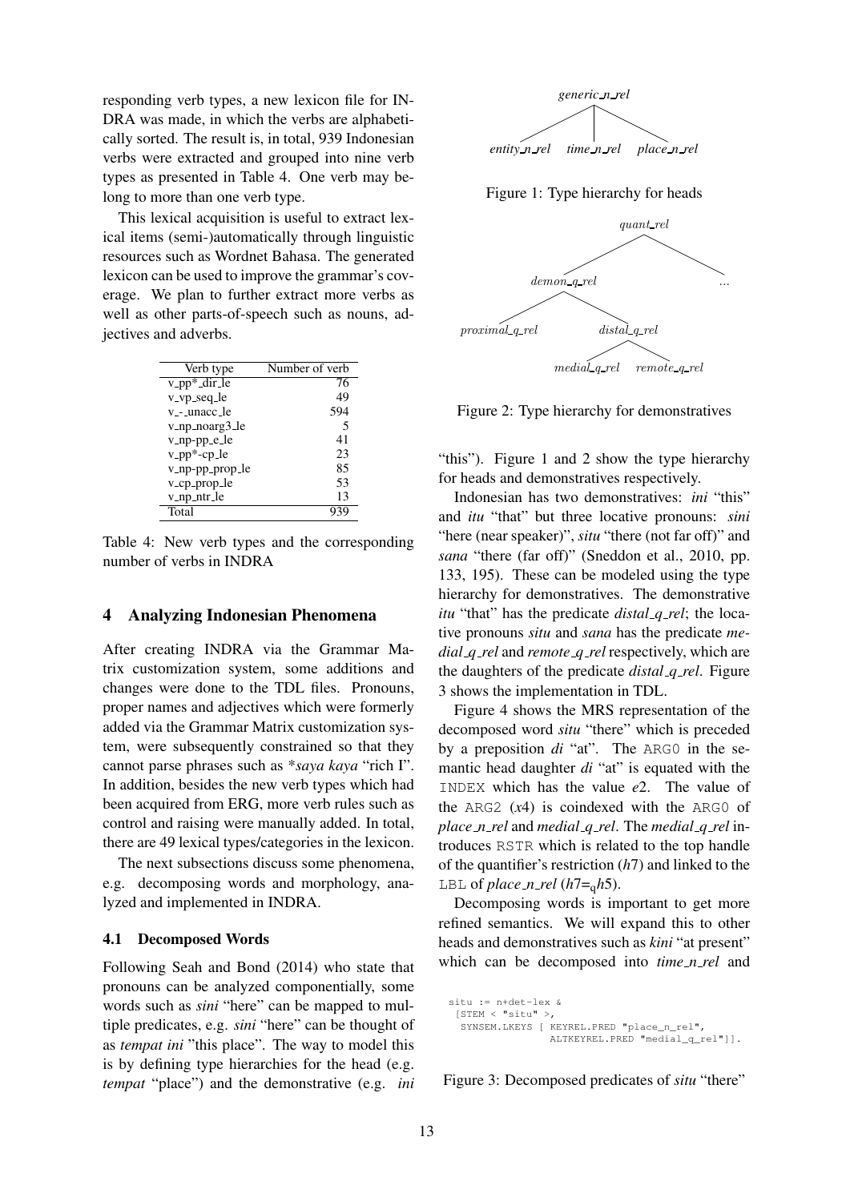responding verb types, a new lexicon file for INDRA was made, in which the verbs are alphabetically sorted. The result is, in total, 939 Indonesian verbs were extracted and grouped into nine verb types as presented in Table 4. One verb may belong to more than one verb type.

This lexical acquisition is useful to extract lexical items (semi-)automatically through linguistic resources such as Wordnet Bahasa. The generated lexicon can be used to improve the grammar's coverage. We plan to further extract more verbs as well as other parts-of-speech such as nouns, adjectives and adverbs.

| Verb type | Number of verb |
|---|---|
| v_pp*_dir_le | 76 |
| v_vp_seq_le | 49 |
| v_-_unacc_le | 594 |
| v_np_noarg3_le | 5 |
| v_np-pp_e_le | 41 |
| v_pp*-cp_le | 23 |
| v_np-pp_prop_le | 85 |
| v_cp_prop_le | 53 |
| v_np_ntr_le | 13 |
| Total | 939 |

Table 4: New verb types and the corresponding number of verbs in INDRA

## 4 Analyzing Indonesian Phenomena

After creating INDRA via the Grammar Matrix customization system, some additions and changes were done to the TDL files. Pronouns, proper names and adjectives which were formerly added via the Grammar Matrix customization system, were subsequently constrained so that they cannot parse phrases such as \**saya kaya* "rich I". In addition, besides the new verb types which had been acquired from ERG, more verb rules such as control and raising were manually added. In total, there are 49 lexical types/categories in the lexicon.

The next subsections discuss some phenomena, e.g. decomposing words and morphology, analyzed and implemented in INDRA.

### 4.1 Decomposed Words

Following Seah and Bond (2014) who state that pronouns can be analyzed componentially, some words such as *sini* "here" can be mapped to multiple predicates, e.g. *sini* "here" can be thought of as *tempat ini* "this place". The way to model this is by defining type hierarchies for the head (e.g. *tempat* "place") and the demonstrative (e.g. *ini* "this"). Figure 1 and 2 show the type hierarchy for heads and demonstratives respectively.

generic_n_rel → entity_n_rel, time_n_rel, place_n_rel

Figure 1: Type hierarchy for heads

quant_rel → demon_q_rel, ...
demon_q_rel → proximal_q_rel, distal_q_rel
distal_q_rel → medial_q_rel, remote_q_rel

Figure 2: Type hierarchy for demonstratives

Indonesian has two demonstratives: *ini* "this" and *itu* "that" but three locative pronouns: *sini* "here (near speaker)", *situ* "there (not far off)" and *sana* "there (far off)" (Sneddon et al., 2010, pp. 133, 195). These can be modeled using the type hierarchy for demonstratives. The demonstrative *itu* "that" has the predicate *distal_q_rel*; the locative pronouns *situ* and *sana* has the predicate *medial_q_rel* and *remote_q_rel* respectively, which are the daughters of the predicate *distal_q_rel*. Figure 3 shows the implementation in TDL.

Figure 4 shows the MRS representation of the decomposed word *situ* "there" which is preceded by a preposition *di* "at". The ARG0 in the semantic head daughter *di* "at" is equated with the INDEX which has the value *e*2. The value of the ARG2 (*x*4) is coindexed with the ARG0 of *place_n_rel* and *medial_q_rel*. The *medial_q_rel* introduces RSTR which is related to the top handle of the quantifier's restriction (*h*7) and linked to the LBL of *place_n_rel* ($h7 =_q h5$).

Decomposing words is important to get more refined semantics. We will expand this to other heads and demonstratives such as *kini* "at present" which can be decomposed into *time_n_rel* and

```
situ := n+det-lex &
 [STEM < "situ" >,
  SYNSEM.LKEYS [ KEYREL.PRED "place_n_rel",
                 ALTKEYREL.PRED "medial_q_rel"]].
```

Figure 3: Decomposed predicates of *situ* "there"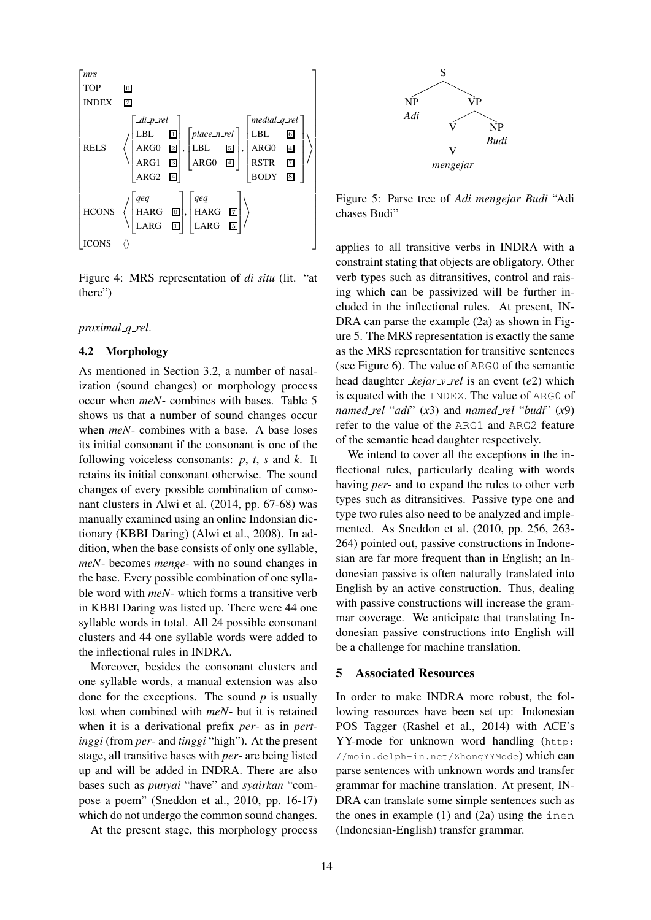$$\begin{bmatrix} \textit{mrs} \\ \text{TOP} & \boxed{0} \\ \text{INDEX} & \boxed{2} \\ \text{RELS} & \left\langle \begin{bmatrix} \textit{\_di\_p\_rel} \\ \text{LBL} & \boxed{1} \\ \text{ARG0} & \boxed{2} \\ \text{ARG1} & \boxed{3} \\ \text{ARG2} & \boxed{4} \end{bmatrix}, \begin{bmatrix} \textit{place\_n\_rel} \\ \text{LBL} & \boxed{5} \\ \text{ARG0} & \boxed{4} \end{bmatrix}, \begin{bmatrix} \textit{medial\_q\_rel} \\ \text{LBL} & \boxed{6} \\ \text{ARG0} & \boxed{4} \\ \text{RSTR} & \boxed{7} \\ \text{BODY} & \boxed{8} \end{bmatrix} \right\rangle \\ \text{HCONS} & \left\langle \begin{bmatrix} \textit{qeq} \\ \text{HARG} & \boxed{0} \\ \text{LARG} & \boxed{1} \end{bmatrix}, \begin{bmatrix} \textit{qeq} \\ \text{HARG} & \boxed{7} \\ \text{LARG} & \boxed{5} \end{bmatrix} \right\rangle \\ \text{ICONS} & \langle\rangle \end{bmatrix}$$

Figure 4: MRS representation of *di situ* (lit. "at there")

*proximal_q_rel*.

### 4.2 Morphology

As mentioned in Section 3.2, a number of nasalization (sound changes) or morphology process occur when *meN-* combines with bases. Table 5 shows us that a number of sound changes occur when *meN-* combines with a base. A base loses its initial consonant if the consonant is one of the following voiceless consonants: *p*, *t*, *s* and *k*. It retains its initial consonant otherwise. The sound changes of every possible combination of consonant clusters in Alwi et al. (2014, pp. 67-68) was manually examined using an online Indonsian dictionary (KBBI Daring) (Alwi et al., 2008). In addition, when the base consists of only one syllable, *meN-* becomes *menge-* with no sound changes in the base. Every possible combination of one syllable word with *meN-* which forms a transitive verb in KBBI Daring was listed up. There were 44 one syllable words in total. All 24 possible consonant clusters and 44 one syllable words were added to the inflectional rules in INDRA.

Moreover, besides the consonant clusters and one syllable words, a manual extension was also done for the exceptions. The sound *p* is usually lost when combined with *meN-* but it is retained when it is a derivational prefix *per-* as in *pertinggi* (from *per-* and *tinggi* "high"). At the present stage, all transitive bases with *per-* are being listed up and will be added in INDRA. There are also bases such as *punyai* "have" and *syairkan* "compose a poem" (Sneddon et al., 2010, pp. 16-17) which do not undergo the common sound changes.

At the present stage, this morphology process

```
        S
       / \
     NP   VP
    Adi  /  \
        V    NP
        |   Budi
        V
    mengejar
```

Figure 5: Parse tree of *Adi mengejar Budi* "Adi chases Budi"

applies to all transitive verbs in INDRA with a constraint stating that objects are obligatory. Other verb types such as ditransitives, control and raising which can be passivized will be further included in the inflectional rules. At present, INDRA can parse the example (2a) as shown in Figure 5. The MRS representation is exactly the same as the MRS representation for transitive sentences (see Figure 6). The value of ARG0 of the semantic head daughter *_kejar_v_rel* is an event (*e*2) which is equated with the INDEX. The value of ARG0 of *named_rel* "*adi*" (*x*3) and *named_rel* "*budi*" (*x*9) refer to the value of the ARG1 and ARG2 feature of the semantic head daughter respectively.

We intend to cover all the exceptions in the inflectional rules, particularly dealing with words having *per-* and to expand the rules to other verb types such as ditransitives. Passive type one and type two rules also need to be analyzed and implemented. As Sneddon et al. (2010, pp. 256, 263-264) pointed out, passive constructions in Indonesian are far more frequent than in English; an Indonesian passive is often naturally translated into English by an active construction. Thus, dealing with passive constructions will increase the grammar coverage. We anticipate that translating Indonesian passive constructions into English will be a challenge for machine translation.

## 5 Associated Resources

In order to make INDRA more robust, the following resources have been set up: Indonesian POS Tagger (Rashel et al., 2014) with ACE's YY-mode for unknown word handling (http://moin.delph-in.net/ZhongYYMode) which can parse sentences with unknown words and transfer grammar for machine translation. At present, INDRA can translate some simple sentences such as the ones in example (1) and (2a) using the inen (Indonesian-English) transfer grammar.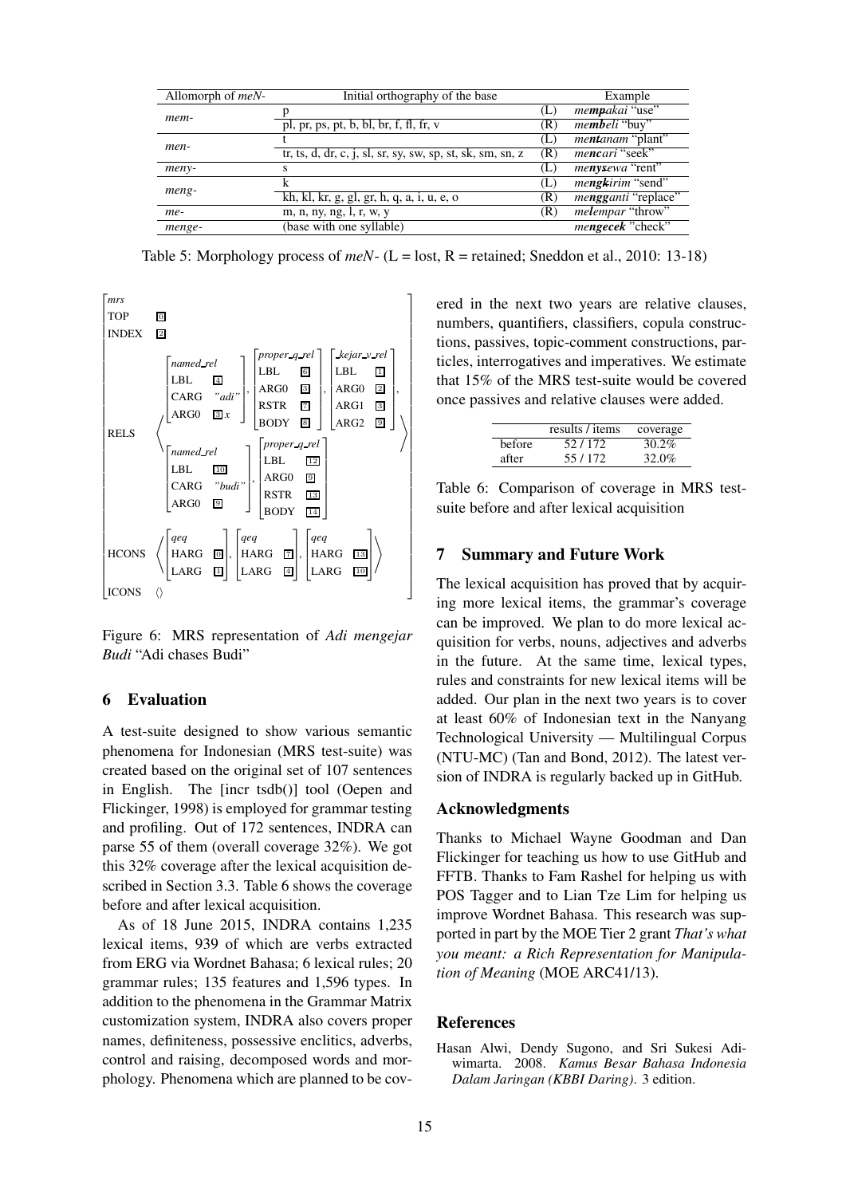| Allomorph of *meN-* | Initial orthography of the base | | Example |
|---|---|---|---|
| *mem-* | p | (L) | *me**mp**akai* "use" |
| | pl, pr, ps, pt, b, bl, br, f, fl, fr, v | (R) | *me**mb**eli* "buy" |
| *men-* | t | (L) | *me**nt**anam* "plant" |
| | tr, ts, d, dr, c, j, sl, sr, sy, sw, sp, st, sk, sm, sn, z | (R) | *me**nc**ari* "seek" |
| *meny-* | s | (L) | *me**nys**ewa* "rent" |
| *meng-* | k | (L) | *me**ngk**irim* "send" |
| | kh, kl, kr, g, gl, gr, h, q, a, i, u, e, o | (R) | *me**ngg**anti* "replace" |
| *me-* | m, n, ny, ng, l, r, w, y | (R) | *me**l**empar* "throw" |
| *menge-* | (base with one syllable) | | *me**ngecek*** "check" |

Table 5: Morphology process of *meN-* (L = lost, R = retained; Sneddon et al., 2010: 13-18)

```
[ mrs
  TOP    [0]
  INDEX  [2]
  RELS   < [ named_rel          [ proper_q_rel      [ _kejar_v_rel
             LBL   [4]            LBL   [6]           LBL   [1]
             CARG  "adi"    ,     ARG0  [3]     ,     ARG0  [2]     ,
             ARG0  [3] x ]        RSTR  [7]           ARG1  [3]
                                  BODY  [8] ]         ARG2  [9] ]
           [ named_rel          [ proper_q_rel
             LBL   [10]           LBL   [12]
             CARG  "budi"   ,     ARG0  [9]
             ARG0  [9] ]          RSTR  [13]
                                  BODY  [14] ]                      >
  HCONS  < [ qeq           [ qeq           [ qeq
             HARG [0]  ,     HARG [7]  ,     HARG [13]
             LARG [1] ]      LARG [4] ]      LARG [10] ] >
  ICONS  < > ]
```

Figure 6: MRS representation of *Adi mengejar Budi* "Adi chases Budi"

## 6 Evaluation

A test-suite designed to show various semantic phenomena for Indonesian (MRS test-suite) was created based on the original set of 107 sentences in English. The [incr tsdb()] tool (Oepen and Flickinger, 1998) is employed for grammar testing and profiling. Out of 172 sentences, INDRA can parse 55 of them (overall coverage 32%). We got this 32% coverage after the lexical acquisition described in Section 3.3. Table 6 shows the coverage before and after lexical acquisition.

As of 18 June 2015, INDRA contains 1,235 lexical items, 939 of which are verbs extracted from ERG via Wordnet Bahasa; 6 lexical rules; 20 grammar rules; 135 features and 1,596 types. In addition to the phenomena in the Grammar Matrix customization system, INDRA also covers proper names, definiteness, possessive enclitics, adverbs, control and raising, decomposed words and morphology. Phenomena which are planned to be covered in the next two years are relative clauses, numbers, quantifiers, classifiers, copula constructions, passives, topic-comment constructions, particles, interrogatives and imperatives. We estimate that 15% of the MRS test-suite would be covered once passives and relative clauses were added.

| | results / items | coverage |
|---|---|---|
| before | 52 / 172 | 30.2% |
| after | 55 / 172 | 32.0% |

Table 6: Comparison of coverage in MRS test-suite before and after lexical acquisition

## 7 Summary and Future Work

The lexical acquisition has proved that by acquiring more lexical items, the grammar's coverage can be improved. We plan to do more lexical acquisition for verbs, nouns, adjectives and adverbs in the future. At the same time, lexical types, rules and constraints for new lexical items will be added. Our plan in the next two years is to cover at least 60% of Indonesian text in the Nanyang Technological University — Multilingual Corpus (NTU-MC) (Tan and Bond, 2012). The latest version of INDRA is regularly backed up in GitHub.

## Acknowledgments

Thanks to Michael Wayne Goodman and Dan Flickinger for teaching us how to use GitHub and FFTB. Thanks to Fam Rashel for helping us with POS Tagger and to Lian Tze Lim for helping us improve Wordnet Bahasa. This research was supported in part by the MOE Tier 2 grant *That's what you meant: a Rich Representation for Manipulation of Meaning* (MOE ARC41/13).

## References

Hasan Alwi, Dendy Sugono, and Sri Sukesi Adiwimarta. 2008. *Kamus Besar Bahasa Indonesia Dalam Jaringan (KBBI Daring)*. 3 edition.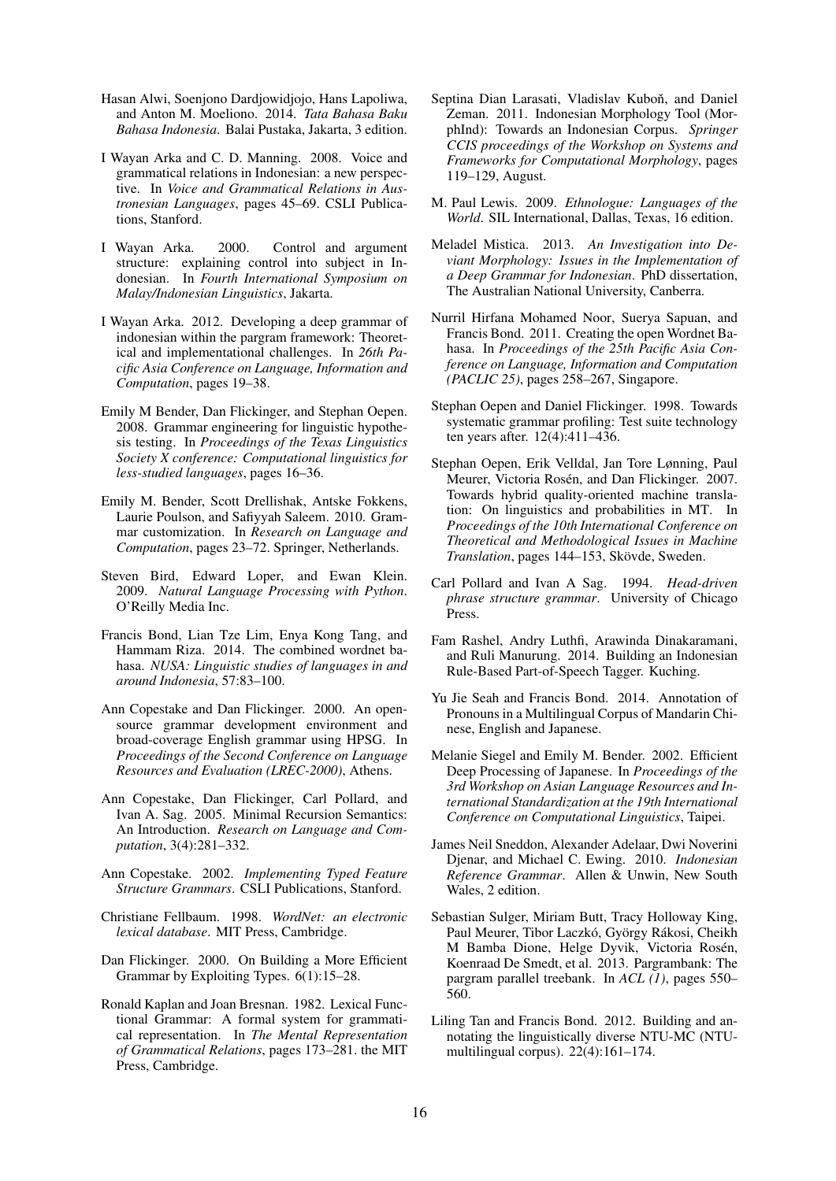Hasan Alwi, Soenjono Dardjowidjojo, Hans Lapoliwa, and Anton M. Moeliono. 2014. *Tata Bahasa Baku Bahasa Indonesia*. Balai Pustaka, Jakarta, 3 edition.

I Wayan Arka and C. D. Manning. 2008. Voice and grammatical relations in Indonesian: a new perspective. In *Voice and Grammatical Relations in Austronesian Languages*, pages 45–69. CSLI Publications, Stanford.

I Wayan Arka. 2000. Control and argument structure: explaining control into subject in Indonesian. In *Fourth International Symposium on Malay/Indonesian Linguistics*, Jakarta.

I Wayan Arka. 2012. Developing a deep grammar of indonesian within the pargram framework: Theoretical and implementational challenges. In *26th Pacific Asia Conference on Language, Information and Computation*, pages 19–38.

Emily M Bender, Dan Flickinger, and Stephan Oepen. 2008. Grammar engineering for linguistic hypothesis testing. In *Proceedings of the Texas Linguistics Society X conference: Computational linguistics for less-studied languages*, pages 16–36.

Emily M. Bender, Scott Drellishak, Antske Fokkens, Laurie Poulson, and Safiyyah Saleem. 2010. Grammar customization. In *Research on Language and Computation*, pages 23–72. Springer, Netherlands.

Steven Bird, Edward Loper, and Ewan Klein. 2009. *Natural Language Processing with Python*. O'Reilly Media Inc.

Francis Bond, Lian Tze Lim, Enya Kong Tang, and Hammam Riza. 2014. The combined wordnet bahasa. *NUSA: Linguistic studies of languages in and around Indonesia*, 57:83–100.

Ann Copestake and Dan Flickinger. 2000. An open-source grammar development environment and broad-coverage English grammar using HPSG. In *Proceedings of the Second Conference on Language Resources and Evaluation (LREC-2000)*, Athens.

Ann Copestake, Dan Flickinger, Carl Pollard, and Ivan A. Sag. 2005. Minimal Recursion Semantics: An Introduction. *Research on Language and Computation*, 3(4):281–332.

Ann Copestake. 2002. *Implementing Typed Feature Structure Grammars*. CSLI Publications, Stanford.

Christiane Fellbaum. 1998. *WordNet: an electronic lexical database*. MIT Press, Cambridge.

Dan Flickinger. 2000. On Building a More Efficient Grammar by Exploiting Types. 6(1):15–28.

Ronald Kaplan and Joan Bresnan. 1982. Lexical Functional Grammar: A formal system for grammatical representation. In *The Mental Representation of Grammatical Relations*, pages 173–281. the MIT Press, Cambridge.

Septina Dian Larasati, Vladislav Kuboň, and Daniel Zeman. 2011. Indonesian Morphology Tool (MorphInd): Towards an Indonesian Corpus. *Springer CCIS proceedings of the Workshop on Systems and Frameworks for Computational Morphology*, pages 119–129, August.

M. Paul Lewis. 2009. *Ethnologue: Languages of the World*. SIL International, Dallas, Texas, 16 edition.

Meladel Mistica. 2013. *An Investigation into Deviant Morphology: Issues in the Implementation of a Deep Grammar for Indonesian*. PhD dissertation, The Australian National University, Canberra.

Nurril Hirfana Mohamed Noor, Suerya Sapuan, and Francis Bond. 2011. Creating the open Wordnet Bahasa. In *Proceedings of the 25th Pacific Asia Conference on Language, Information and Computation (PACLIC 25)*, pages 258–267, Singapore.

Stephan Oepen and Daniel Flickinger. 1998. Towards systematic grammar profiling: Test suite technology ten years after. 12(4):411–436.

Stephan Oepen, Erik Velldal, Jan Tore Lønning, Paul Meurer, Victoria Rosén, and Dan Flickinger. 2007. Towards hybrid quality-oriented machine translation: On linguistics and probabilities in MT. In *Proceedings of the 10th International Conference on Theoretical and Methodological Issues in Machine Translation*, pages 144–153, Skövde, Sweden.

Carl Pollard and Ivan A Sag. 1994. *Head-driven phrase structure grammar*. University of Chicago Press.

Fam Rashel, Andry Luthfi, Arawinda Dinakaramani, and Ruli Manurung. 2014. Building an Indonesian Rule-Based Part-of-Speech Tagger. Kuching.

Yu Jie Seah and Francis Bond. 2014. Annotation of Pronouns in a Multilingual Corpus of Mandarin Chinese, English and Japanese.

Melanie Siegel and Emily M. Bender. 2002. Efficient Deep Processing of Japanese. In *Proceedings of the 3rd Workshop on Asian Language Resources and International Standardization at the 19th International Conference on Computational Linguistics*, Taipei.

James Neil Sneddon, Alexander Adelaar, Dwi Noverini Djenar, and Michael C. Ewing. 2010. *Indonesian Reference Grammar*. Allen & Unwin, New South Wales, 2 edition.

Sebastian Sulger, Miriam Butt, Tracy Holloway King, Paul Meurer, Tibor Laczkó, György Rákosi, Cheikh M Bamba Dione, Helge Dyvik, Victoria Rosén, Koenraad De Smedt, et al. 2013. Pargrambank: The pargram parallel treebank. In *ACL (1)*, pages 550–560.

Liling Tan and Francis Bond. 2012. Building and annotating the linguistically diverse NTU-MC (NTU-multilingual corpus). 22(4):161–174.